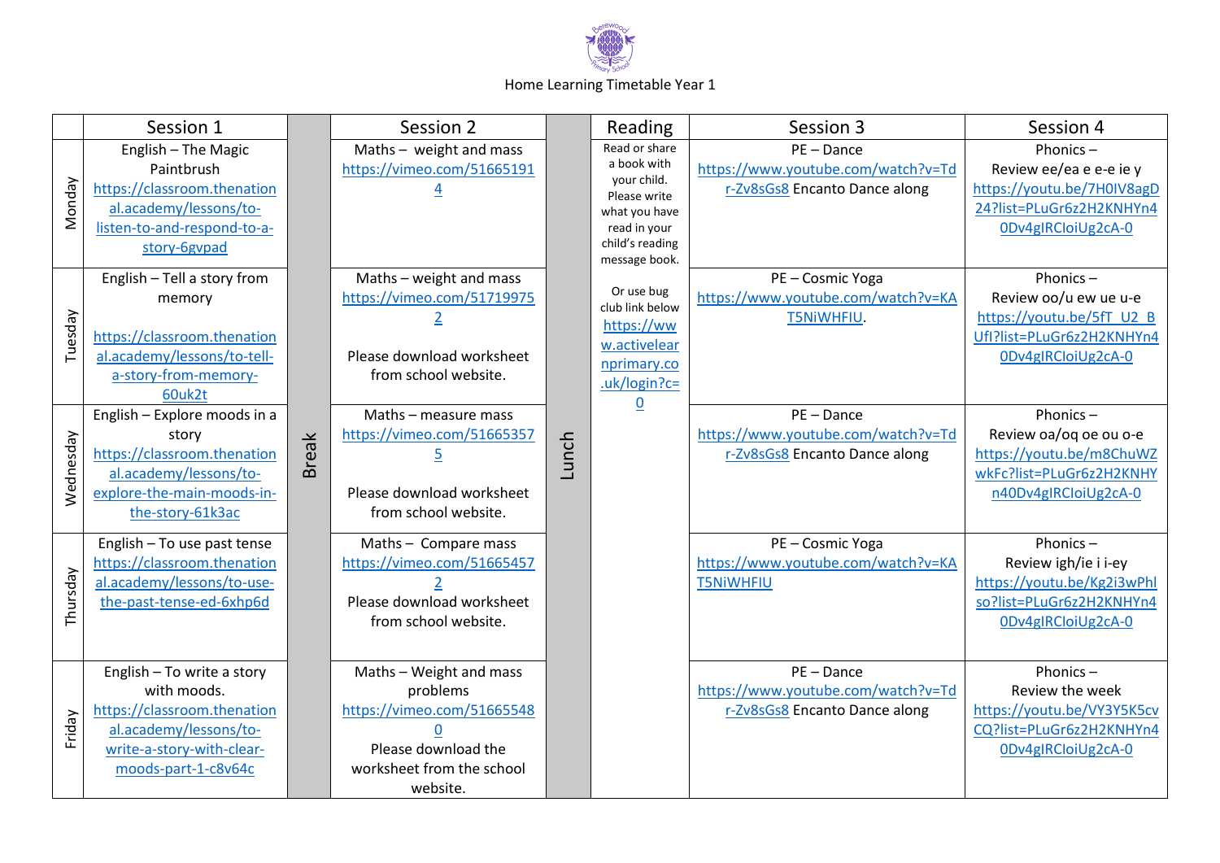# Home Learning Timetable Year 1

| | Session 1 | | Session 2 | | Reading | Session 3 | Session 4 |
|---|---|---|---|---|---|---|---|
| Monday | English – The Magic Paintbrush https://classroom.thenational.academy/lessons/to-listen-to-and-respond-to-a-story-6gvpad | Break | Maths – weight and mass https://vimeo.com/516651914 | Lunch | Read or share a book with your child. Please write what you have read in your child's reading message book. Or use bug club link below https://www.activelearnprimary.co.uk/login?c=0 | PE – Dance https://www.youtube.com/watch?v=Tdr-Zv8sGs8 Encanto Dance along | Phonics – Review ee/ea e e-e ie y https://youtu.be/7H0IV8agD24?list=PLuGr6z2H2KNHYn40Dv4gIRCIoiUg2cA-0 |
| Tuesday | English – Tell a story from memory https://classroom.thenational.academy/lessons/to-tell-a-story-from-memory-60uk2t | | Maths – weight and mass https://vimeo.com/517199752 Please download worksheet from school website. | | | PE – Cosmic Yoga https://www.youtube.com/watch?v=KAT5NiWHFIU. | Phonics – Review oo/u ew ue u-e https://youtu.be/5fT_U2_BUfI?list=PLuGr6z2H2KNHYn40Dv4gIRCIoiUg2cA-0 |
| Wednesday | English – Explore moods in a story https://classroom.thenational.academy/lessons/to-explore-the-main-moods-in-the-story-61k3ac | | Maths – measure mass https://vimeo.com/516653575 Please download worksheet from school website. | | | PE – Dance https://www.youtube.com/watch?v=Tdr-Zv8sGs8 Encanto Dance along | Phonics – Review oa/oq oe ou o-e https://youtu.be/m8ChuWZwkFc?list=PLuGr6z2H2KNHYn40Dv4gIRCIoiUg2cA-0 |
| Thursday | English – To use past tense https://classroom.thenational.academy/lessons/to-use-the-past-tense-ed-6xhp6d | | Maths – Compare mass https://vimeo.com/516654572 Please download worksheet from school website. | | | PE – Cosmic Yoga https://www.youtube.com/watch?v=KAT5NiWHFIU | Phonics – Review igh/ie i i-ey https://youtu.be/Kg2i3wPhlso?list=PLuGr6z2H2KNHYn40Dv4gIRCIoiUg2cA-0 |
| Friday | English – To write a story with moods. https://classroom.thenational.academy/lessons/to-write-a-story-with-clear-moods-part-1-c8v64c | | Maths – Weight and mass problems https://vimeo.com/516655480 Please download the worksheet from the school website. | | | PE – Dance https://www.youtube.com/watch?v=Tdr-Zv8sGs8 Encanto Dance along | Phonics – Review the week https://youtu.be/VY3Y5K5cvCQ?list=PLuGr6z2H2KNHYn40Dv4gIRCIoiUg2cA-0 |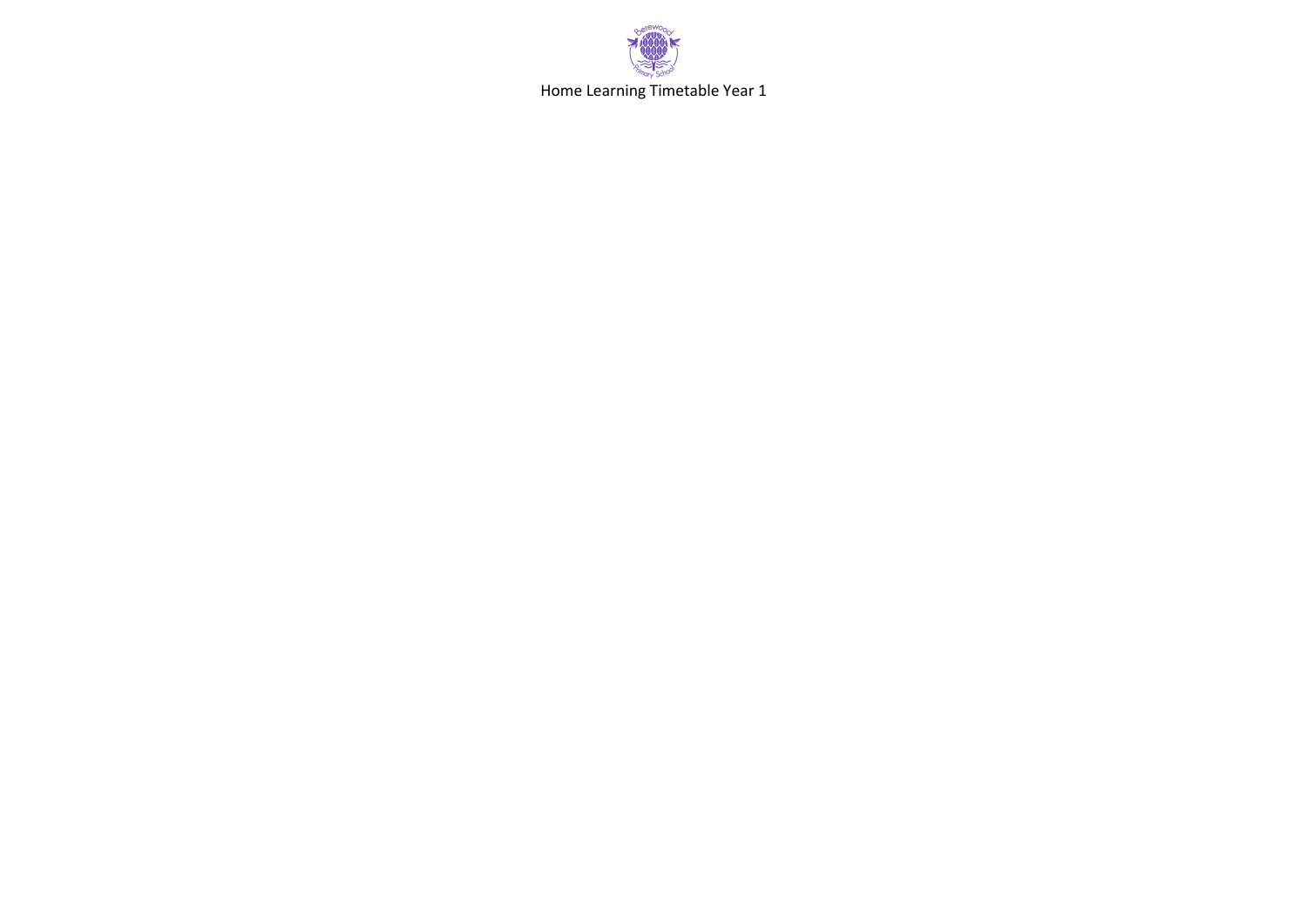Home Learning Timetable Year 1